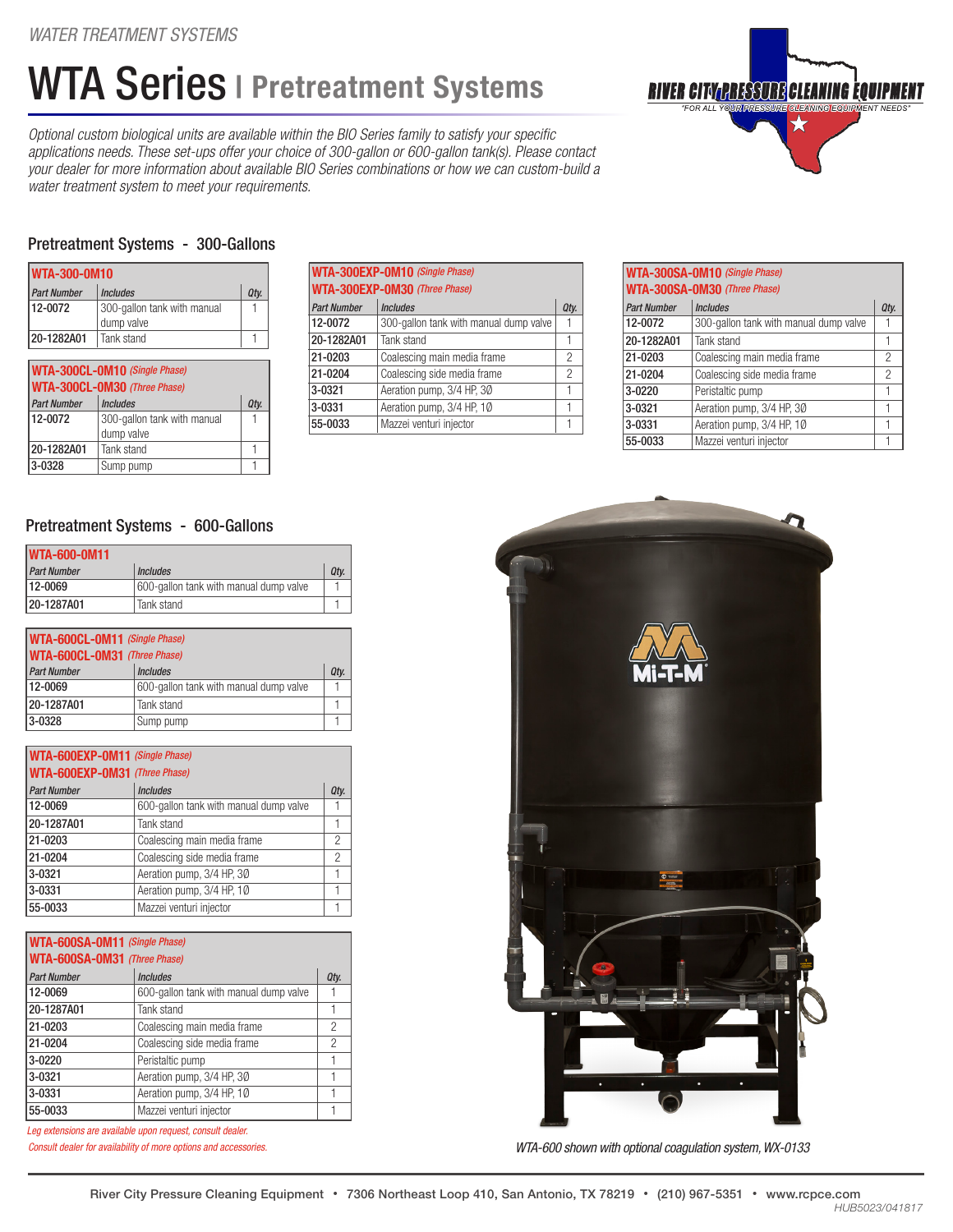WATER TREATMENT SYSTEMS

# WTA Series | Pretreatment Systems

RIVER CITY PRESSURE CLEANING EQUIPMENT
"FOR ALL YOUR PRESSURE CLEANING EQUIPMENT NEEDS"

*Optional custom biological units are available within the BIO Series family to satisfy your specific applications needs. These set-ups offer your choice of 300-gallon or 600-gallon tank(s). Please contact your dealer for more information about available BIO Series combinations or how we can custom-build a water treatment system to meet your requirements.*

## Pretreatment Systems - 300-Gallons

**WTA-300-0M10**

| Part Number | Includes | Qty. |
|---|---|---|
| 12-0072 | 300-gallon tank with manual dump valve | 1 |
| 20-1282A01 | Tank stand | 1 |

**WTA-300CL-0M10** *(Single Phase)*
**WTA-300CL-0M30** *(Three Phase)*

| Part Number | Includes | Qty. |
|---|---|---|
| 12-0072 | 300-gallon tank with manual dump valve | 1 |
| 20-1282A01 | Tank stand | 1 |
| 3-0328 | Sump pump | 1 |

**WTA-300EXP-0M10** *(Single Phase)*
**WTA-300EXP-0M30** *(Three Phase)*

| Part Number | Includes | Qty. |
|---|---|---|
| 12-0072 | 300-gallon tank with manual dump valve | 1 |
| 20-1282A01 | Tank stand | 1 |
| 21-0203 | Coalescing main media frame | 2 |
| 21-0204 | Coalescing side media frame | 2 |
| 3-0321 | Aeration pump, 3/4 HP, 3Ø | 1 |
| 3-0331 | Aeration pump, 3/4 HP, 1Ø | 1 |
| 55-0033 | Mazzei venturi injector | 1 |

**WTA-300SA-0M10** *(Single Phase)*
**WTA-300SA-0M30** *(Three Phase)*

| Part Number | Includes | Qty. |
|---|---|---|
| 12-0072 | 300-gallon tank with manual dump valve | 1 |
| 20-1282A01 | Tank stand | 1 |
| 21-0203 | Coalescing main media frame | 2 |
| 21-0204 | Coalescing side media frame | 2 |
| 3-0220 | Peristaltic pump | 1 |
| 3-0321 | Aeration pump, 3/4 HP, 3Ø | 1 |
| 3-0331 | Aeration pump, 3/4 HP, 1Ø | 1 |
| 55-0033 | Mazzei venturi injector | 1 |

## Pretreatment Systems - 600-Gallons

**WTA-600-0M11**

| Part Number | Includes | Qty. |
|---|---|---|
| 12-0069 | 600-gallon tank with manual dump valve | 1 |
| 20-1287A01 | Tank stand | 1 |

**WTA-600CL-0M11** *(Single Phase)*
**WTA-600CL-0M31** *(Three Phase)*

| Part Number | Includes | Qty. |
|---|---|---|
| 12-0069 | 600-gallon tank with manual dump valve | 1 |
| 20-1287A01 | Tank stand | 1 |
| 3-0328 | Sump pump | 1 |

**WTA-600EXP-0M11** *(Single Phase)*
**WTA-600EXP-0M31** *(Three Phase)*

| Part Number | Includes | Qty. |
|---|---|---|
| 12-0069 | 600-gallon tank with manual dump valve | 1 |
| 20-1287A01 | Tank stand | 1 |
| 21-0203 | Coalescing main media frame | 2 |
| 21-0204 | Coalescing side media frame | 2 |
| 3-0321 | Aeration pump, 3/4 HP, 3Ø | 1 |
| 3-0331 | Aeration pump, 3/4 HP, 1Ø | 1 |
| 55-0033 | Mazzei venturi injector | 1 |

**WTA-600SA-0M11** *(Single Phase)*
**WTA-600SA-0M31** *(Three Phase)*

| Part Number | Includes | Qty. |
|---|---|---|
| 12-0069 | 600-gallon tank with manual dump valve | 1 |
| 20-1287A01 | Tank stand | 1 |
| 21-0203 | Coalescing main media frame | 2 |
| 21-0204 | Coalescing side media frame | 2 |
| 3-0220 | Peristaltic pump | 1 |
| 3-0321 | Aeration pump, 3/4 HP, 3Ø | 1 |
| 3-0331 | Aeration pump, 3/4 HP, 1Ø | 1 |
| 55-0033 | Mazzei venturi injector | 1 |

*Leg extensions are available upon request, consult dealer.*
*Consult dealer for availability of more options and accessories.*

*WTA-600 shown with optional coagulation system, WX-0133*

River City Pressure Cleaning Equipment • 7306 Northeast Loop 410, San Antonio, TX 78219 • (210) 967-5351 • www.rcpce.com

HUB5023/041817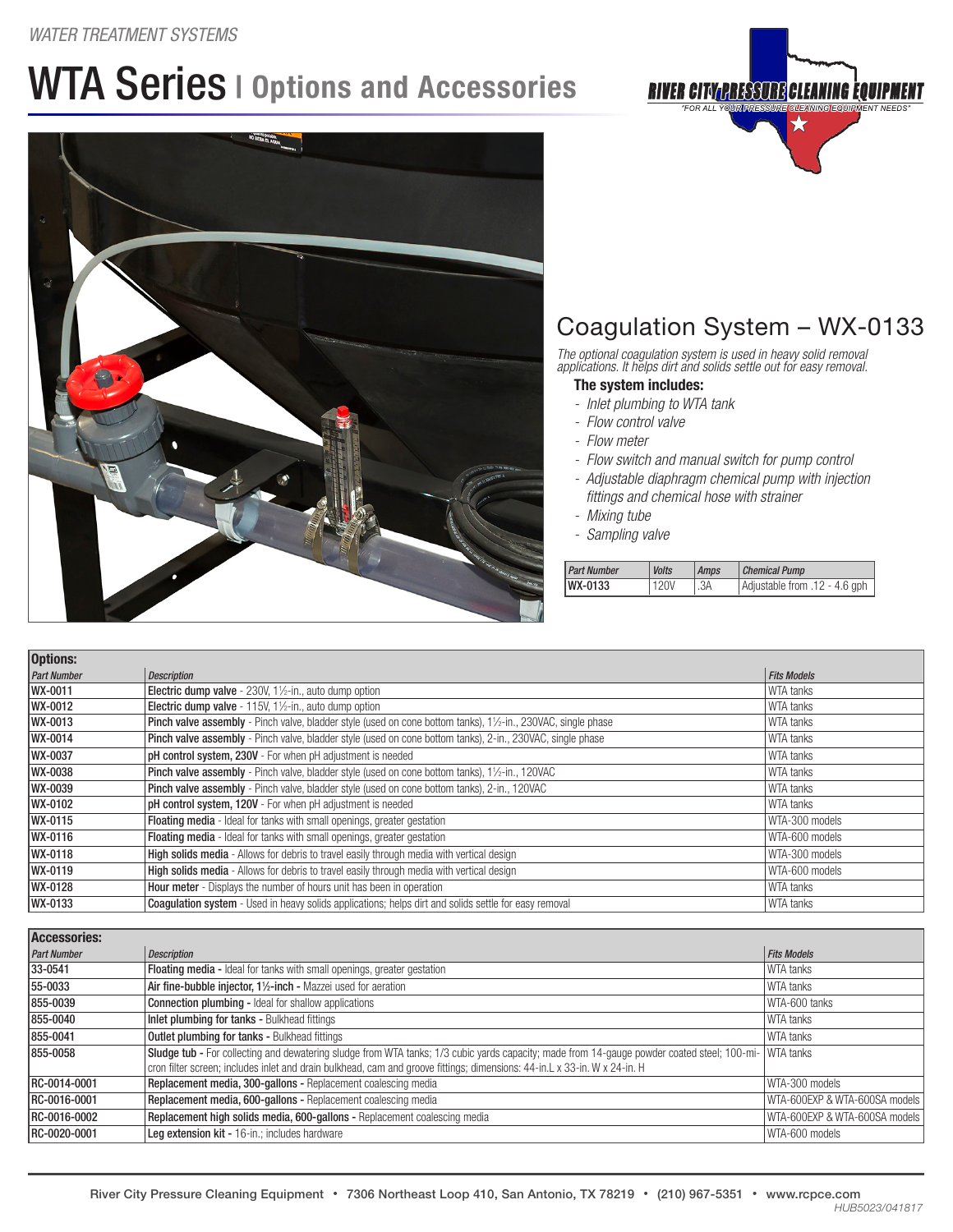*WATER TREATMENT SYSTEMS*

# WTA Series | Options and Accessories

## Coagulation System – WX-0133

*The optional coagulation system is used in heavy solid removal applications. It helps dirt and solids settle out for easy removal.*

**The system includes:**

- *Inlet plumbing to WTA tank*
- *Flow control valve*
- *Flow meter*
- *Flow switch and manual switch for pump control*
- *Adjustable diaphragm chemical pump with injection fittings and chemical hose with strainer*
- *Mixing tube*
- *Sampling valve*

| *Part Number* | *Volts* | *Amps* | *Chemical Pump* |
|---|---|---|---|
| WX-0133 | 120V | .3A | Adjustable from .12 - 4.6 gph |

**Options:**

| *Part Number* | *Description* | *Fits Models* |
|---|---|---|
| WX-0011 | **Electric dump valve** - 230V, 1½-in., auto dump option | WTA tanks |
| WX-0012 | **Electric dump valve** - 115V, 1½-in., auto dump option | WTA tanks |
| WX-0013 | **Pinch valve assembly** - Pinch valve, bladder style (used on cone bottom tanks), 1½-in., 230VAC, single phase | WTA tanks |
| WX-0014 | **Pinch valve assembly** - Pinch valve, bladder style (used on cone bottom tanks), 2-in., 230VAC, single phase | WTA tanks |
| WX-0037 | **pH control system, 230V** - For when pH adjustment is needed | WTA tanks |
| WX-0038 | **Pinch valve assembly** - Pinch valve, bladder style (used on cone bottom tanks), 1½-in., 120VAC | WTA tanks |
| WX-0039 | **Pinch valve assembly** - Pinch valve, bladder style (used on cone bottom tanks), 2-in., 120VAC | WTA tanks |
| WX-0102 | **pH control system, 120V** - For when pH adjustment is needed | WTA tanks |
| WX-0115 | **Floating media** - Ideal for tanks with small openings, greater gestation | WTA-300 models |
| WX-0116 | **Floating media** - Ideal for tanks with small openings, greater gestation | WTA-600 models |
| WX-0118 | **High solids media** - Allows for debris to travel easily through media with vertical design | WTA-300 models |
| WX-0119 | **High solids media** - Allows for debris to travel easily through media with vertical design | WTA-600 models |
| WX-0128 | **Hour meter** - Displays the number of hours unit has been in operation | WTA tanks |
| WX-0133 | **Coagulation system** - Used in heavy solids applications; helps dirt and solids settle for easy removal | WTA tanks |

**Accessories:**

| *Part Number* | *Description* | *Fits Models* |
|---|---|---|
| 33-0541 | **Floating media -** Ideal for tanks with small openings, greater gestation | WTA tanks |
| 55-0033 | **Air fine-bubble injector, 1½-inch -** Mazzei used for aeration | WTA tanks |
| 855-0039 | **Connection plumbing -** Ideal for shallow applications | WTA-600 tanks |
| 855-0040 | **Inlet plumbing for tanks -** Bulkhead fittings | WTA tanks |
| 855-0041 | **Outlet plumbing for tanks -** Bulkhead fittings | WTA tanks |
| 855-0058 | **Sludge tub -** For collecting and dewatering sludge from WTA tanks; 1/3 cubic yards capacity; made from 14-gauge powder coated steel; 100-micron filter screen; includes inlet and drain bulkhead, cam and groove fittings; dimensions: 44-in.L x 33-in. W x 24-in. H | WTA tanks |
| RC-0014-0001 | **Replacement media, 300-gallons -** Replacement coalescing media | WTA-300 models |
| RC-0016-0001 | **Replacement media, 600-gallons -** Replacement coalescing media | WTA-600EXP & WTA-600SA models |
| RC-0016-0002 | **Replacement high solids media, 600-gallons -** Replacement coalescing media | WTA-600EXP & WTA-600SA models |
| RC-0020-0001 | **Leg extension kit -** 16-in.; includes hardware | WTA-600 models |

River City Pressure Cleaning Equipment • 7306 Northeast Loop 410, San Antonio, TX 78219 • (210) 967-5351 • www.rcpce.com

*HUB5023/041817*